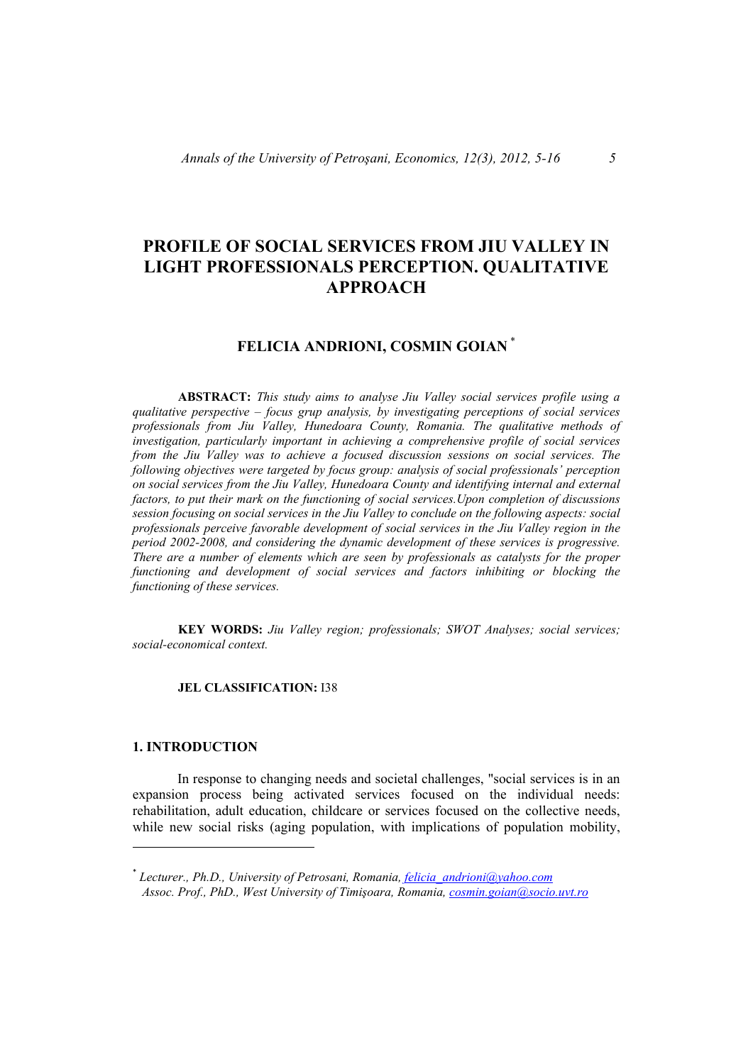# PROFILE OF SOCIAL SERVICES FROM JIU VALLEY IN LIGHT PROFESSIONALS PERCEPTION. QUALITATIVE APPROACH

## FELICIA ANDRIONI, COSMIN GOAN [*]

**ABSTRACT:** *This study aims to analyse Jiu Valley social services profile using a qualitative perspective – focus grup analysis, by investigating perceptions of social services professionals from Jiu Valley, Hunedoara County, Romania. The qualitative methods of investigation, particularly important in achieving a comprehensive profile of social services from the Jiu Valley was to achieve a focused discussion sessions on social services. The following objectives were targeted by focus group: analysis of social professionals' perception on social services from the Jiu Valley, Hunedoara County and identifying internal and external factors, to put their mark on the functioning of social services.Upon completion of discussions session focusing on social services in the Jiu Valley to conclude on the following aspects: social professionals perceive favorable development of social services in the Jiu Valley region in the period 2002-2008, and considering the dynamic development of these services is progressive. There are a number of elements which are seen by professionals as catalysts for the proper functioning and development of social services and factors inhibiting or blocking the functioning of these services.*

**KEY WORDS:** *Jiu Valley region; professionals; SWOT Analyses; social services; social-economical context.*

**JEL CLASSIFICATION:** I38

## 1. INTRODUCTION

In response to changing needs and societal challenges, "social services is in an expansion process being activated services focused on the individual needs: rehabilitation, adult education, childcare or services focused on the collective needs, while new social risks (aging population, with implications of population mobility,

---

[*] *Lecturer., Ph.D., University of Petrosani, Romania, felicia_andrioni@yahoo.com*
*Assoc. Prof., PhD., West University of Timişoara, Romania, cosmin.goian@socio.uvt.ro*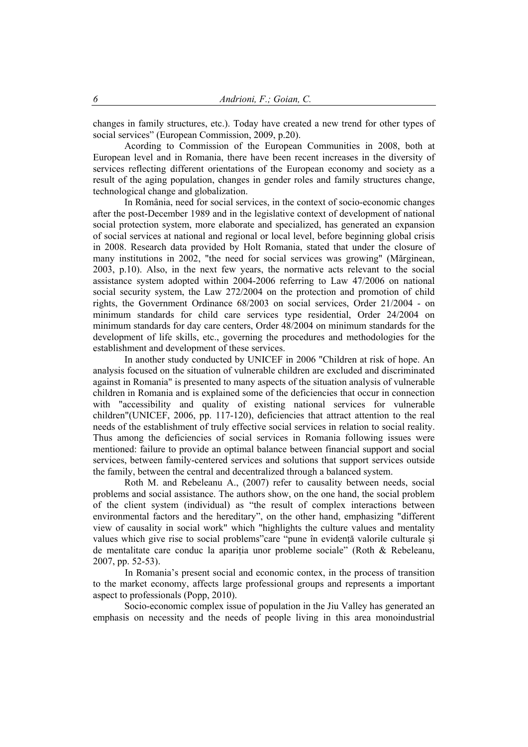changes in family structures, etc.). Today have created a new trend for other types of social services" (European Commission, 2009, p.20).

Acording to Commission of the European Communities in 2008, both at European level and in Romania, there have been recent increases in the diversity of services reflecting different orientations of the European economy and society as a result of the aging population, changes in gender roles and family structures change, technological change and globalization.

In România, need for social services, in the context of socio-economic changes after the post-December 1989 and in the legislative context of development of national social protection system, more elaborate and specialized, has generated an expansion of social services at national and regional or local level, before beginning global crisis in 2008. Research data provided by Holt Romania, stated that under the closure of many institutions in 2002, "the need for social services was growing" (Mărginean, 2003, p.10). Also, in the next few years, the normative acts relevant to the social assistance system adopted within 2004-2006 referring to Law 47/2006 on national social security system, the Law 272/2004 on the protection and promotion of child rights, the Government Ordinance 68/2003 on social services, Order 21/2004 - on minimum standards for child care services type residential, Order 24/2004 on minimum standards for day care centers, Order 48/2004 on minimum standards for the development of life skills, etc., governing the procedures and methodologies for the establishment and development of these services.

In another study conducted by UNICEF in 2006 "Children at risk of hope. An analysis focused on the situation of vulnerable children are excluded and discriminated against in Romania" is presented to many aspects of the situation analysis of vulnerable children in Romania and is explained some of the deficiencies that occur in connection with "accessibility and quality of existing national services for vulnerable children"(UNICEF, 2006, pp. 117-120), deficiencies that attract attention to the real needs of the establishment of truly effective social services in relation to social reality. Thus among the deficiencies of social services in Romania following issues were mentioned: failure to provide an optimal balance between financial support and social services, between family-centered services and solutions that support services outside the family, between the central and decentralized through a balanced system.

Roth M. and Rebeleanu A., (2007) refer to causality between needs, social problems and social assistance. The authors show, on the one hand, the social problem of the client system (individual) as "the result of complex interactions between environmental factors and the hereditary", on the other hand, emphasizing "different view of causality in social work" which "highlights the culture values and mentality values which give rise to social problems"care "pune în evidenţă valorile culturale şi de mentalitate care conduc la apariţia unor probleme sociale" (Roth & Rebeleanu, 2007, pp. 52-53).

In Romania's present social and economic contex, in the process of transition to the market economy, affects large professional groups and represents a important aspect to professionals (Popp, 2010).

Socio-economic complex issue of population in the Jiu Valley has generated an emphasis on necessity and the needs of people living in this area monoindustrial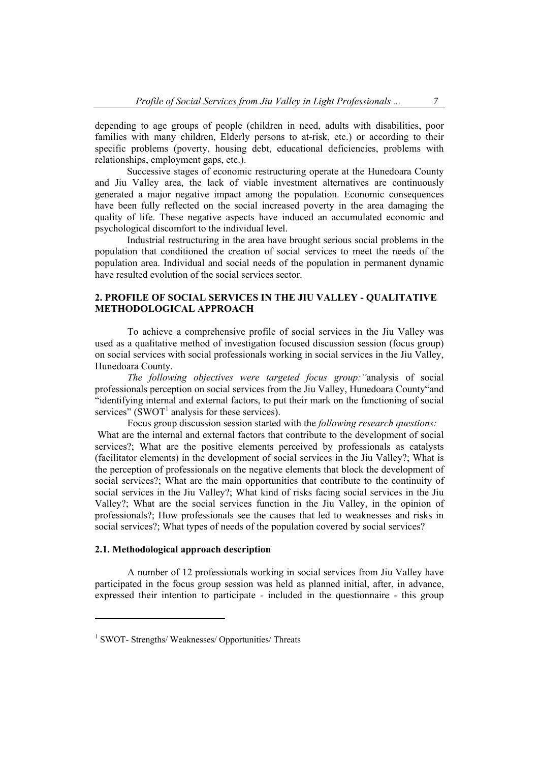depending to age groups of people (children in need, adults with disabilities, poor families with many children, Elderly persons to at-risk, etc.) or according to their specific problems (poverty, housing debt, educational deficiencies, problems with relationships, employment gaps, etc.).

Successive stages of economic restructuring operate at the Hunedoara County and Jiu Valley area, the lack of viable investment alternatives are continuously generated a major negative impact among the population. Economic consequences have been fully reflected on the social increased poverty in the area damaging the quality of life. These negative aspects have induced an accumulated economic and psychological discomfort to the individual level.

Industrial restructuring in the area have brought serious social problems in the population that conditioned the creation of social services to meet the needs of the population area. Individual and social needs of the population in permanent dynamic have resulted evolution of the social services sector.

## 2. PROFILE OF SOCIAL SERVICES IN THE JIU VALLEY - QUALITATIVE METHODOLOGICAL APPROACH

To achieve a comprehensive profile of social services in the Jiu Valley was used as a qualitative method of investigation focused discussion session (focus group) on social services with social professionals working in social services in the Jiu Valley, Hunedoara County.

*The following objectives were targeted focus group:"*analysis of social professionals perception on social services from the Jiu Valley, Hunedoara County"and "identifying internal and external factors, to put their mark on the functioning of social services" (SWOT[1] analysis for these services).

Focus group discussion session started with the *following research questions:* What are the internal and external factors that contribute to the development of social services?; What are the positive elements perceived by professionals as catalysts (facilitator elements) in the development of social services in the Jiu Valley?; What is the perception of professionals on the negative elements that block the development of social services?; What are the main opportunities that contribute to the continuity of social services in the Jiu Valley?; What kind of risks facing social services in the Jiu Valley?; What are the social services function in the Jiu Valley, in the opinion of professionals?; How professionals see the causes that led to weaknesses and risks in social services?; What types of needs of the population covered by social services?

### 2.1. Methodological approach description

A number of 12 professionals working in social services from Jiu Valley have participated in the focus group session was held as planned initial, after, in advance, expressed their intention to participate - included in the questionnaire - this group

---

[1] SWOT- Strengths/ Weaknesses/ Opportunities/ Threats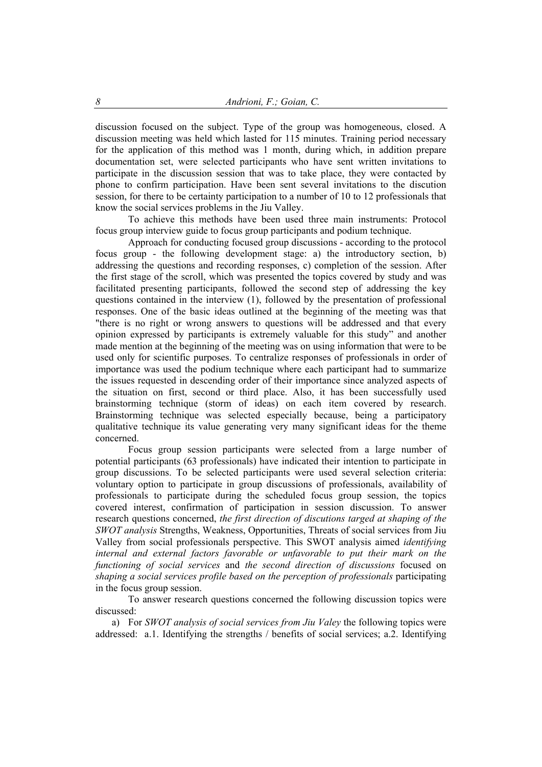discussion focused on the subject. Type of the group was homogeneous, closed. A discussion meeting was held which lasted for 115 minutes. Training period necessary for the application of this method was 1 month, during which, in addition prepare documentation set, were selected participants who have sent written invitations to participate in the discussion session that was to take place, they were contacted by phone to confirm participation. Have been sent several invitations to the discution session, for there to be certainty participation to a number of 10 to 12 professionals that know the social services problems in the Jiu Valley.

To achieve this methods have been used three main instruments: Protocol focus group interview guide to focus group participants and podium technique.

Approach for conducting focused group discussions - according to the protocol focus group - the following development stage: a) the introductory section, b) addressing the questions and recording responses, c) completion of the session. After the first stage of the scroll, which was presented the topics covered by study and was facilitated presenting participants, followed the second step of addressing the key questions contained in the interview (1), followed by the presentation of professional responses. One of the basic ideas outlined at the beginning of the meeting was that "there is no right or wrong answers to questions will be addressed and that every opinion expressed by participants is extremely valuable for this study" and another made mention at the beginning of the meeting was on using information that were to be used only for scientific purposes. To centralize responses of professionals in order of importance was used the podium technique where each participant had to summarize the issues requested in descending order of their importance since analyzed aspects of the situation on first, second or third place. Also, it has been successfully used brainstorming technique (storm of ideas) on each item covered by research. Brainstorming technique was selected especially because, being a participatory qualitative technique its value generating very many significant ideas for the theme concerned.

Focus group session participants were selected from a large number of potential participants (63 professionals) have indicated their intention to participate in group discussions. To be selected participants were used several selection criteria: voluntary option to participate in group discussions of professionals, availability of professionals to participate during the scheduled focus group session, the topics covered interest, confirmation of participation in session discussion. To answer research questions concerned, *the first direction of discutions targed at shaping of the SWOT analysis* Strengths, Weakness, Opportunities, Threats of social services from Jiu Valley from social professionals perspective. This SWOT analysis aimed *identifying internal and external factors favorable or unfavorable to put their mark on the functioning of social services* and *the second direction of discussions* focused on *shaping a social services profile based on the perception of professionals* participating in the focus group session.

To answer research questions concerned the following discussion topics were discussed:

a) For *SWOT analysis of social services from Jiu Valey* the following topics were addressed: a.1. Identifying the strengths / benefits of social services; a.2. Identifying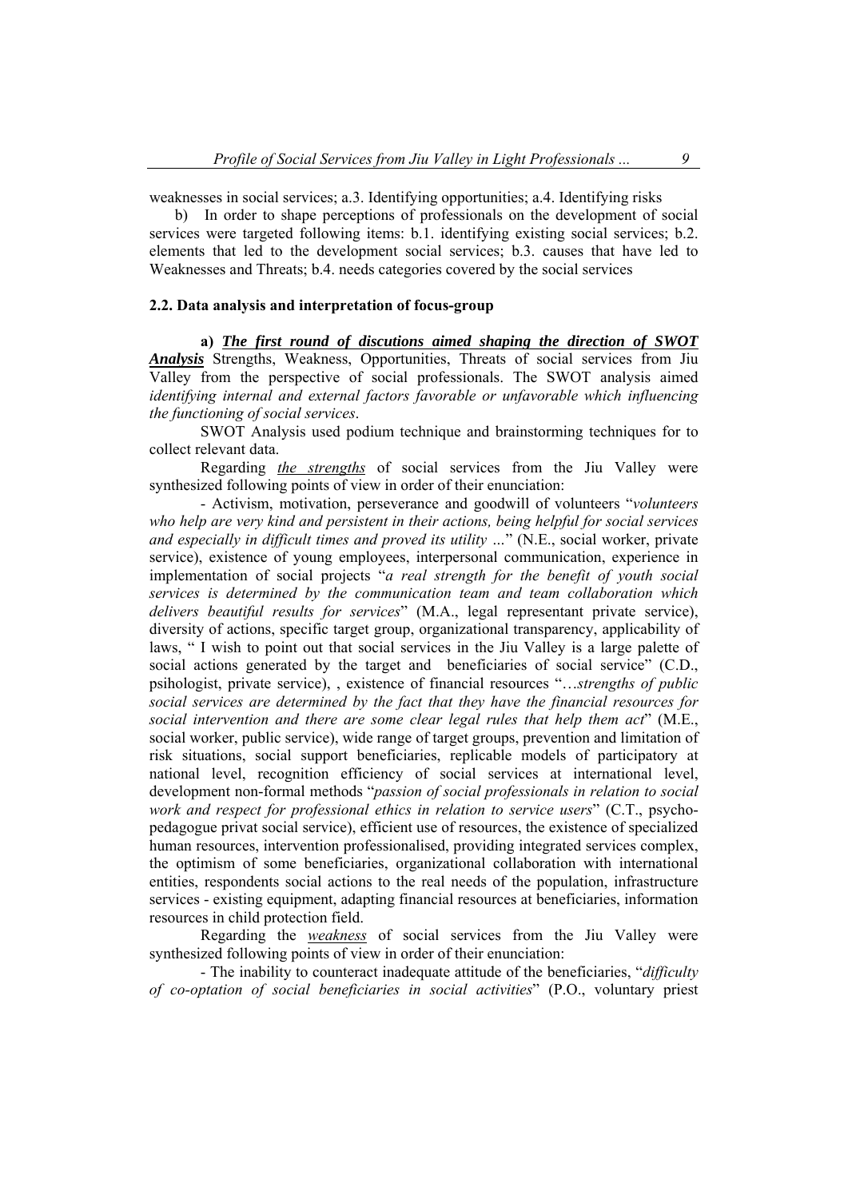weaknesses in social services; a.3. Identifying opportunities; a.4. Identifying risks

b) In order to shape perceptions of professionals on the development of social services were targeted following items: b.1. identifying existing social services; b.2. elements that led to the development social services; b.3. causes that have led to Weaknesses and Threats; b.4. needs categories covered by the social services

### 2.2. Data analysis and interpretation of focus-group

**a)** ***<u>The first round of discutions aimed shaping the direction of SWOT Analysis</u>*** Strengths, Weakness, Opportunities, Threats of social services from Jiu Valley from the perspective of social professionals. The SWOT analysis aimed *identifying internal and external factors favorable or unfavorable which influencing the functioning of social services*.

SWOT Analysis used podium technique and brainstorming techniques for to collect relevant data.

Regarding *<u>the strengths</u>* of social services from the Jiu Valley were synthesized following points of view in order of their enunciation:

- Activism, motivation, perseverance and goodwill of volunteers "*volunteers who help are very kind and persistent in their actions, being helpful for social services and especially in difficult times and proved its utility …*" (N.E., social worker, private service), existence of young employees, interpersonal communication, experience in implementation of social projects "*a real strength for the benefit of youth social services is determined by the communication team and team collaboration which delivers beautiful results for services*" (M.A., legal representant private service), diversity of actions, specific target group, organizational transparency, applicability of laws, " I wish to point out that social services in the Jiu Valley is a large palette of social actions generated by the target and beneficiaries of social service" (C.D., psihologist, private service), , existence of financial resources "…*strengths of public social services are determined by the fact that they have the financial resources for social intervention and there are some clear legal rules that help them act*" (M.E., social worker, public service), wide range of target groups, prevention and limitation of risk situations, social support beneficiaries, replicable models of participatory at national level, recognition efficiency of social services at international level, development non-formal methods "*passion of social professionals in relation to social work and respect for professional ethics in relation to service users*" (C.T., psycho-pedagogue privat social service), efficient use of resources, the existence of specialized human resources, intervention professionalised, providing integrated services complex, the optimism of some beneficiaries, organizational collaboration with international entities, respondents social actions to the real needs of the population, infrastructure services - existing equipment, adapting financial resources at beneficiaries, information resources in child protection field.

Regarding the *<u>weakness</u>* of social services from the Jiu Valley were synthesized following points of view in order of their enunciation:

- The inability to counteract inadequate attitude of the beneficiaries, "*difficulty of co-optation of social beneficiaries in social activities*" (P.O., voluntary priest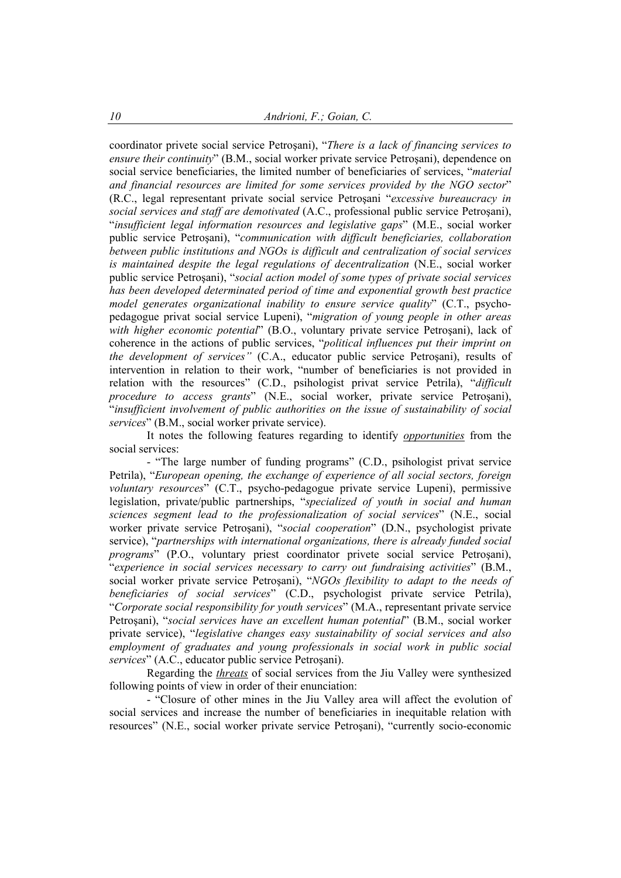coordinator privete social service Petroşani), "*There is a lack of financing services to ensure their continuity*" (B.M., social worker private service Petroşani), dependence on social service beneficiaries, the limited number of beneficiaries of services, "*material and financial resources are limited for some services provided by the NGO sector*" (R.C., legal representant private social service Petroşani "*excessive bureaucracy in social services and staff are demotivated* (A.C., professional public service Petroşani), "*insufficient legal information resources and legislative gaps*" (M.E., social worker public service Petroşani), "*communication with difficult beneficiaries, collaboration between public institutions and NGOs is difficult and centralization of social services is maintained despite the legal regulations of decentralization* (N.E., social worker public service Petroşani), "*social action model of some types of private social services has been developed determinated period of time and exponential growth best practice model generates organizational inability to ensure service quality*" (C.T., psycho-pedagogue privat social service Lupeni), "*migration of young people in other areas with higher economic potential*" (B.O., voluntary private service Petroşani), lack of coherence in the actions of public services, "*political influences put their imprint on the development of services"* (C.A., educator public service Petroşani), results of intervention in relation to their work, "number of beneficiaries is not provided in relation with the resources" (C.D., psihologist privat service Petrila), "*difficult procedure to access grants*" (N.E., social worker, private service Petroşani), "*insufficient involvement of public authorities on the issue of sustainability of social services*" (B.M., social worker private service).

It notes the following features regarding to identify ***opportunities*** from the social services:

- "The large number of funding programs" (C.D., psihologist privat service Petrila), "*European opening, the exchange of experience of all social sectors, foreign voluntary resources*" (C.T., psycho-pedagogue private service Lupeni), permissive legislation, private/public partnerships, "*specialized of youth in social and human sciences segment lead to the professionalization of social services*" (N.E., social worker private service Petroşani), "*social cooperation*" (D.N., psychologist private service), "*partnerships with international organizations, there is already funded social programs*" (P.O., voluntary priest coordinator privete social service Petroşani), "*experience in social services necessary to carry out fundraising activities*" (B.M., social worker private service Petroşani), "*NGOs flexibility to adapt to the needs of beneficiaries of social services*" (C.D., psychologist private service Petrila), "*Corporate social responsibility for youth services*" (M.A., representant private service Petroşani), "*social services have an excellent human potential*" (B.M., social worker private service), "*legislative changes easy sustainability of social services and also employment of graduates and young professionals in social work in public social services*" (A.C., educator public service Petroşani).

Regarding the ***threats*** of social services from the Jiu Valley were synthesized following points of view in order of their enunciation:

- "Closure of other mines in the Jiu Valley area will affect the evolution of social services and increase the number of beneficiaries in inequitable relation with resources" (N.E., social worker private service Petroşani), "currently socio-economic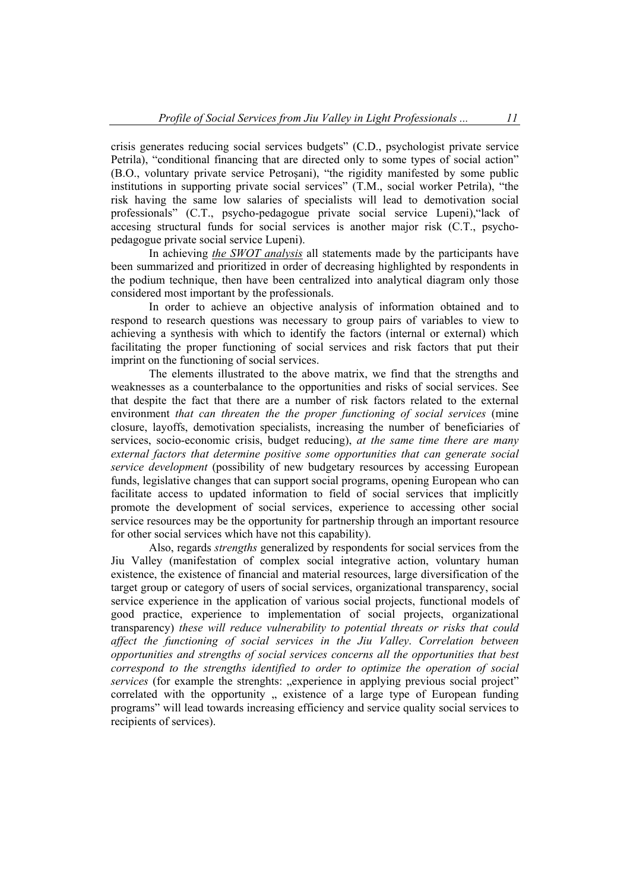crisis generates reducing social services budgets" (C.D., psychologist private service Petrila), "conditional financing that are directed only to some types of social action" (B.O., voluntary private service Petroşani), "the rigidity manifested by some public institutions in supporting private social services" (T.M., social worker Petrila), "the risk having the same low salaries of specialists will lead to demotivation social professionals" (C.T., psycho-pedagogue private social service Lupeni),"lack of accesing structural funds for social services is another major risk (C.T., psycho-pedagogue private social service Lupeni).

In achieving *the SWOT analysis* all statements made by the participants have been summarized and prioritized in order of decreasing highlighted by respondents in the podium technique, then have been centralized into analytical diagram only those considered most important by the professionals.

In order to achieve an objective analysis of information obtained and to respond to research questions was necessary to group pairs of variables to view to achieving a synthesis with which to identify the factors (internal or external) which facilitating the proper functioning of social services and risk factors that put their imprint on the functioning of social services.

The elements illustrated to the above matrix, we find that the strengths and weaknesses as a counterbalance to the opportunities and risks of social services. See that despite the fact that there are a number of risk factors related to the external environment *that can threaten the the proper functioning of social services* (mine closure, layoffs, demotivation specialists, increasing the number of beneficiaries of services, socio-economic crisis, budget reducing), *at the same time there are many external factors that determine positive some opportunities that can generate social service development* (possibility of new budgetary resources by accessing European funds, legislative changes that can support social programs, opening European who can facilitate access to updated information to field of social services that implicitly promote the development of social services, experience to accessing other social service resources may be the opportunity for partnership through an important resource for other social services which have not this capability).

Also, regards *strengths* generalized by respondents for social services from the Jiu Valley (manifestation of complex social integrative action, voluntary human existence, the existence of financial and material resources, large diversification of the target group or category of users of social services, organizational transparency, social service experience in the application of various social projects, functional models of good practice, experience to implementation of social projects, organizational transparency) *these will reduce vulnerability to potential threats or risks that could affect the functioning of social services in the Jiu Valley*. *Correlation between opportunities and strengths of social services concerns all the opportunities that best correspond to the strengths identified to order to optimize the operation of social services* (for example the strenghts: „experience in applying previous social project" correlated with the opportunity „ existence of a large type of European funding programs" will lead towards increasing efficiency and service quality social services to recipients of services).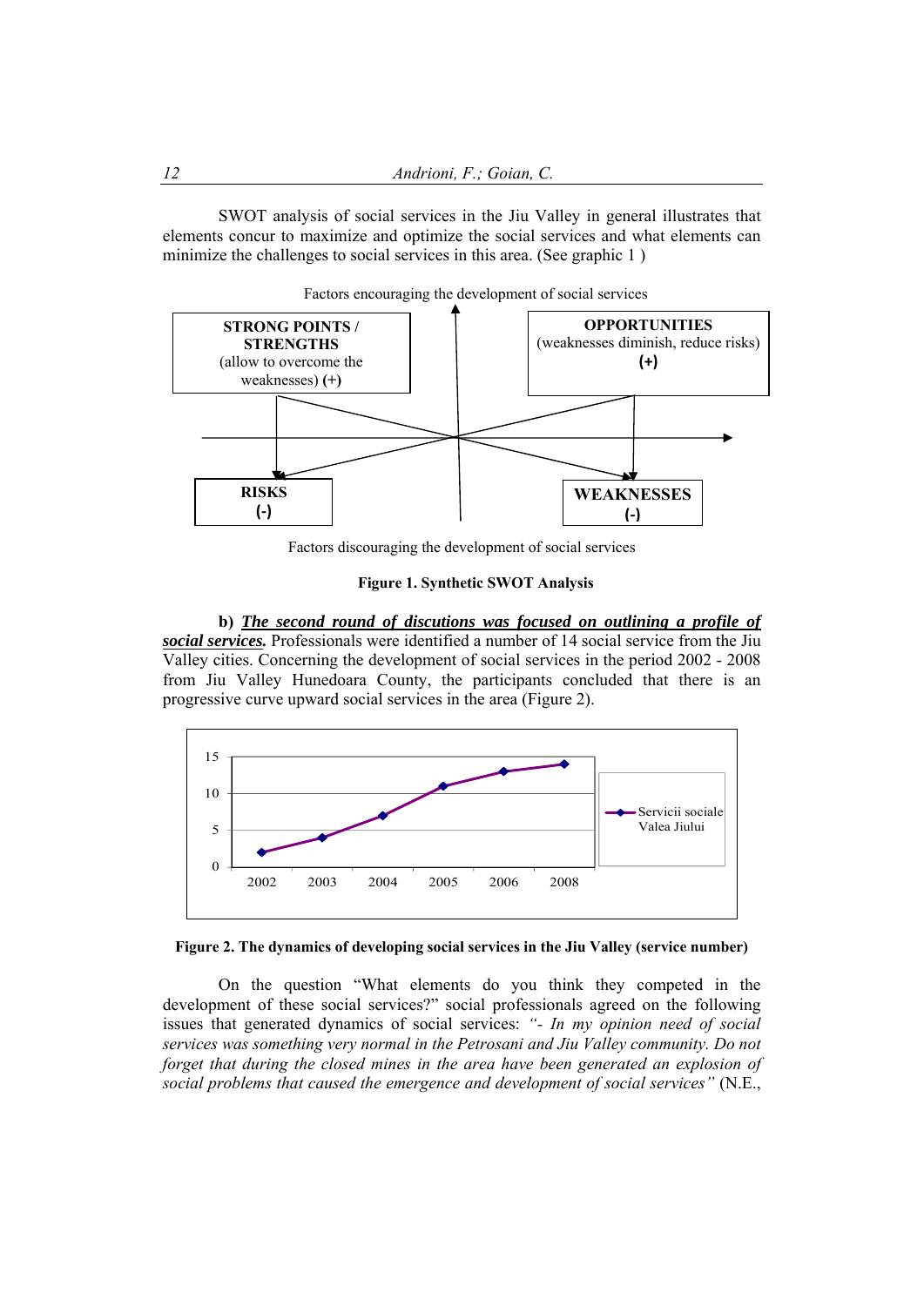SWOT analysis of social services in the Jiu Valley in general illustrates that elements concur to maximize and optimize the social services and what elements can minimize the challenges to social services in this area. (See graphic 1 )

Factors encouraging the development of social services

**STRONG POINTS / STRENGTHS** (allow to overcome the weaknesses) **(+)**

**OPPORTUNITIES** (weaknesses diminish, reduce risks) **(+)**

**RISKS** **(-)**

**WEAKNESSES** **(-)**

Factors discouraging the development of social services

**Figure 1. Synthetic SWOT Analysis**

**b)** ***<u>The second round of discutions was focused on outlining a profile of social services.</u>*** Professionals were identified a number of 14 social service from the Jiu Valley cities. Concerning the development of social services in the period 2002 - 2008 from Jiu Valley Hunedoara County, the participants concluded that there is an progressive curve upward social services in the area (Figure 2).

| Year | Servicii sociale Valea Jiului |
|---|---|
| 2002 | 2 |
| 2003 | 4 |
| 2004 | 7 |
| 2005 | 11 |
| 2006 | 13 |
| 2008 | 14 |

**Figure 2. The dynamics of developing social services in the Jiu Valley (service number)**

On the question "What elements do you think they competed in the development of these social services?" social professionals agreed on the following issues that generated dynamics of social services: *"- In my opinion need of social services was something very normal in the Petrosani and Jiu Valley community. Do not forget that during the closed mines in the area have been generated an explosion of social problems that caused the emergence and development of social services"* (N.E.,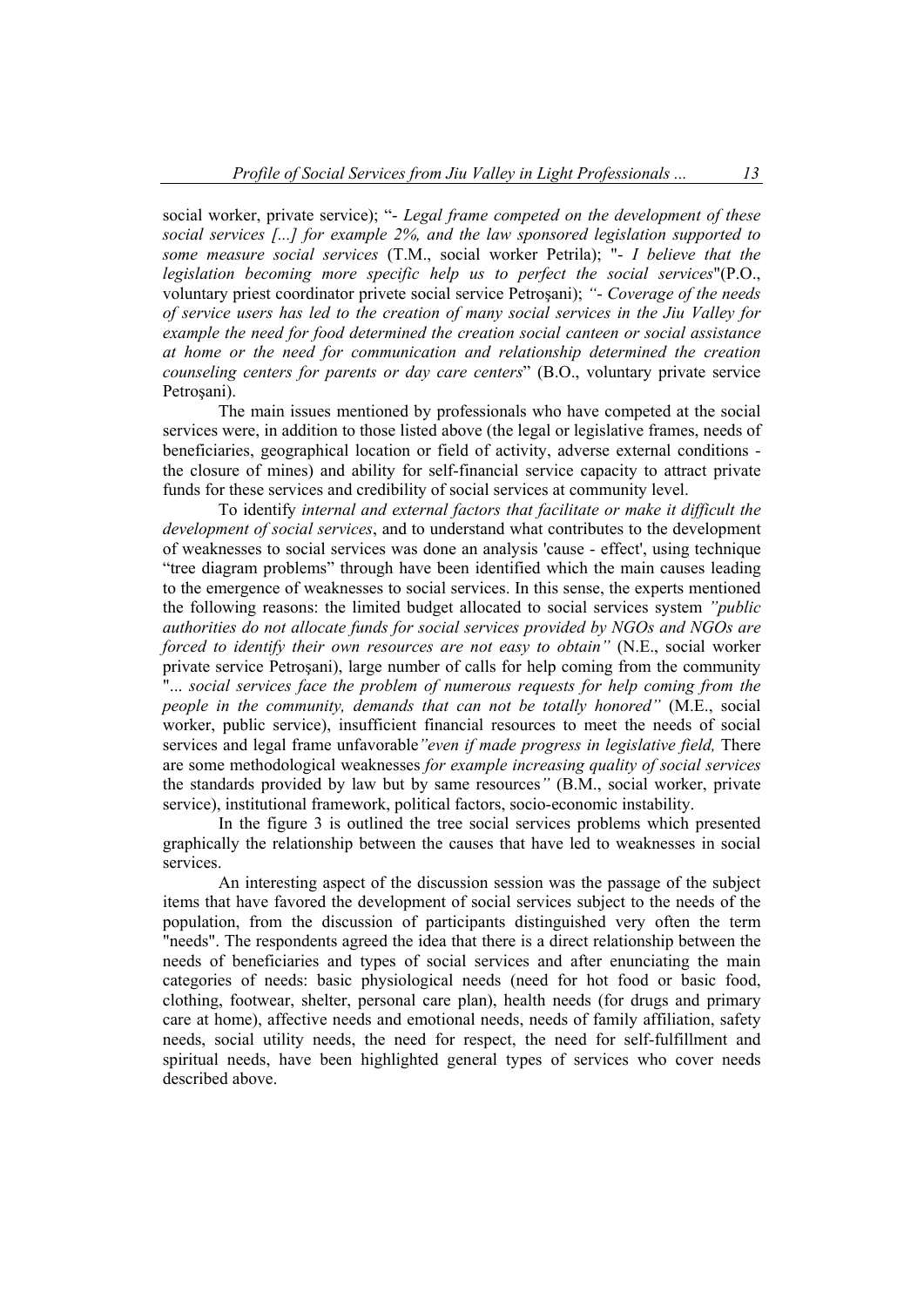social worker, private service); "- *Legal frame competed on the development of these social services [...] for example 2%, and the law sponsored legislation supported to some measure social services* (T.M., social worker Petrila); "- *I believe that the legislation becoming more specific help us to perfect the social services*"(P.O., voluntary priest coordinator privete social service Petroşani); *"- Coverage of the needs of service users has led to the creation of many social services in the Jiu Valley for example the need for food determined the creation social canteen or social assistance at home or the need for communication and relationship determined the creation counseling centers for parents or day care centers*" (B.O., voluntary private service Petroşani).

The main issues mentioned by professionals who have competed at the social services were, in addition to those listed above (the legal or legislative frames, needs of beneficiaries, geographical location or field of activity, adverse external conditions - the closure of mines) and ability for self-financial service capacity to attract private funds for these services and credibility of social services at community level.

To identify *internal and external factors that facilitate or make it difficult the development of social services*, and to understand what contributes to the development of weaknesses to social services was done an analysis 'cause - effect', using technique "tree diagram problems" through have been identified which the main causes leading to the emergence of weaknesses to social services. In this sense, the experts mentioned the following reasons: the limited budget allocated to social services system *"public authorities do not allocate funds for social services provided by NGOs and NGOs are forced to identify their own resources are not easy to obtain"* (N.E., social worker private service Petroşani), large number of calls for help coming from the community "*... social services face the problem of numerous requests for help coming from the people in the community, demands that can not be totally honored"* (M.E., social worker, public service), insufficient financial resources to meet the needs of social services and legal frame unfavorable*"even if made progress in legislative field,* There are some methodological weaknesses *for example increasing quality of social services* the standards provided by law but by same resources*"* (B.M., social worker, private service), institutional framework, political factors, socio-economic instability.

In the figure 3 is outlined the tree social services problems which presented graphically the relationship between the causes that have led to weaknesses in social services.

An interesting aspect of the discussion session was the passage of the subject items that have favored the development of social services subject to the needs of the population, from the discussion of participants distinguished very often the term "needs". The respondents agreed the idea that there is a direct relationship between the needs of beneficiaries and types of social services and after enunciating the main categories of needs: basic physiological needs (need for hot food or basic food, clothing, footwear, shelter, personal care plan), health needs (for drugs and primary care at home), affective needs and emotional needs, needs of family affiliation, safety needs, social utility needs, the need for respect, the need for self-fulfillment and spiritual needs, have been highlighted general types of services who cover needs described above.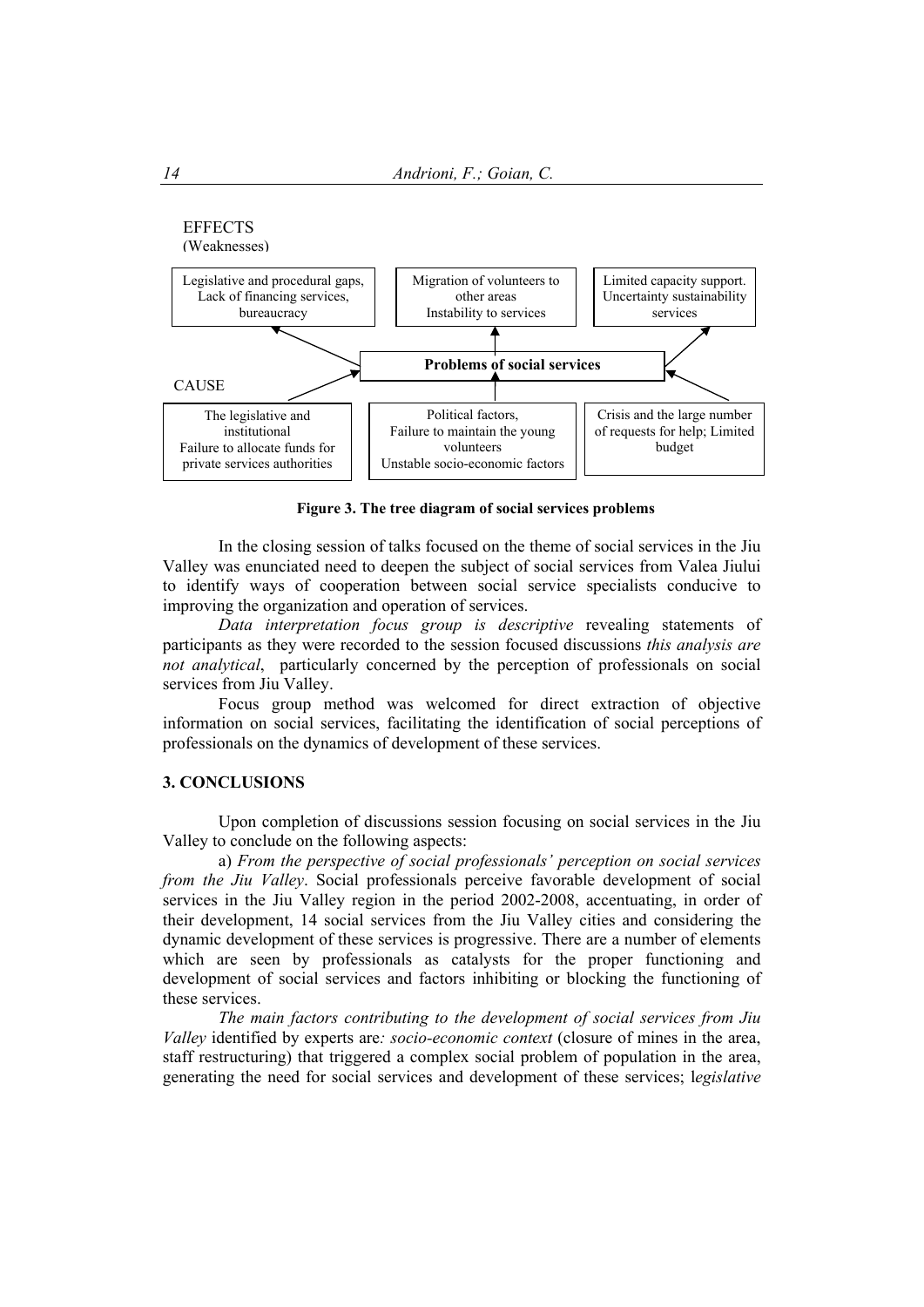EFFECTS
(Weaknesses)

| Legislative and procedural gaps, Lack of financing services, bureaucracy | Migration of volunteers to other areas Instability to services | Limited capacity support. Uncertainty sustainability services |
|---|---|---|

**Problems of social services**

CAUSE

| The legislative and institutional Failure to allocate funds for private services authorities | Political factors, Failure to maintain the young volunteers Unstable socio-economic factors | Crisis and the large number of requests for help; Limited budget |
|---|---|---|

**Figure 3. The tree diagram of social services problems**

In the closing session of talks focused on the theme of social services in the Jiu Valley was enunciated need to deepen the subject of social services from Valea Jiului to identify ways of cooperation between social service specialists conducive to improving the organization and operation of services.

*Data interpretation focus group is descriptive* revealing statements of participants as they were recorded to the session focused discussions *this analysis are not analytical*, particularly concerned by the perception of professionals on social services from Jiu Valley.

Focus group method was welcomed for direct extraction of objective information on social services, facilitating the identification of social perceptions of professionals on the dynamics of development of these services.

## 3. CONCLUSIONS

Upon completion of discussions session focusing on social services in the Jiu Valley to conclude on the following aspects:

a) *From the perspective of social professionals' perception on social services from the Jiu Valley*. Social professionals perceive favorable development of social services in the Jiu Valley region in the period 2002-2008, accentuating, in order of their development, 14 social services from the Jiu Valley cities and considering the dynamic development of these services is progressive. There are a number of elements which are seen by professionals as catalysts for the proper functioning and development of social services and factors inhibiting or blocking the functioning of these services.

*The main factors contributing to the development of social services from Jiu Valley* identified by experts are*: socio-economic context* (closure of mines in the area, staff restructuring) that triggered a complex social problem of population in the area, generating the need for social services and development of these services; l*egislative*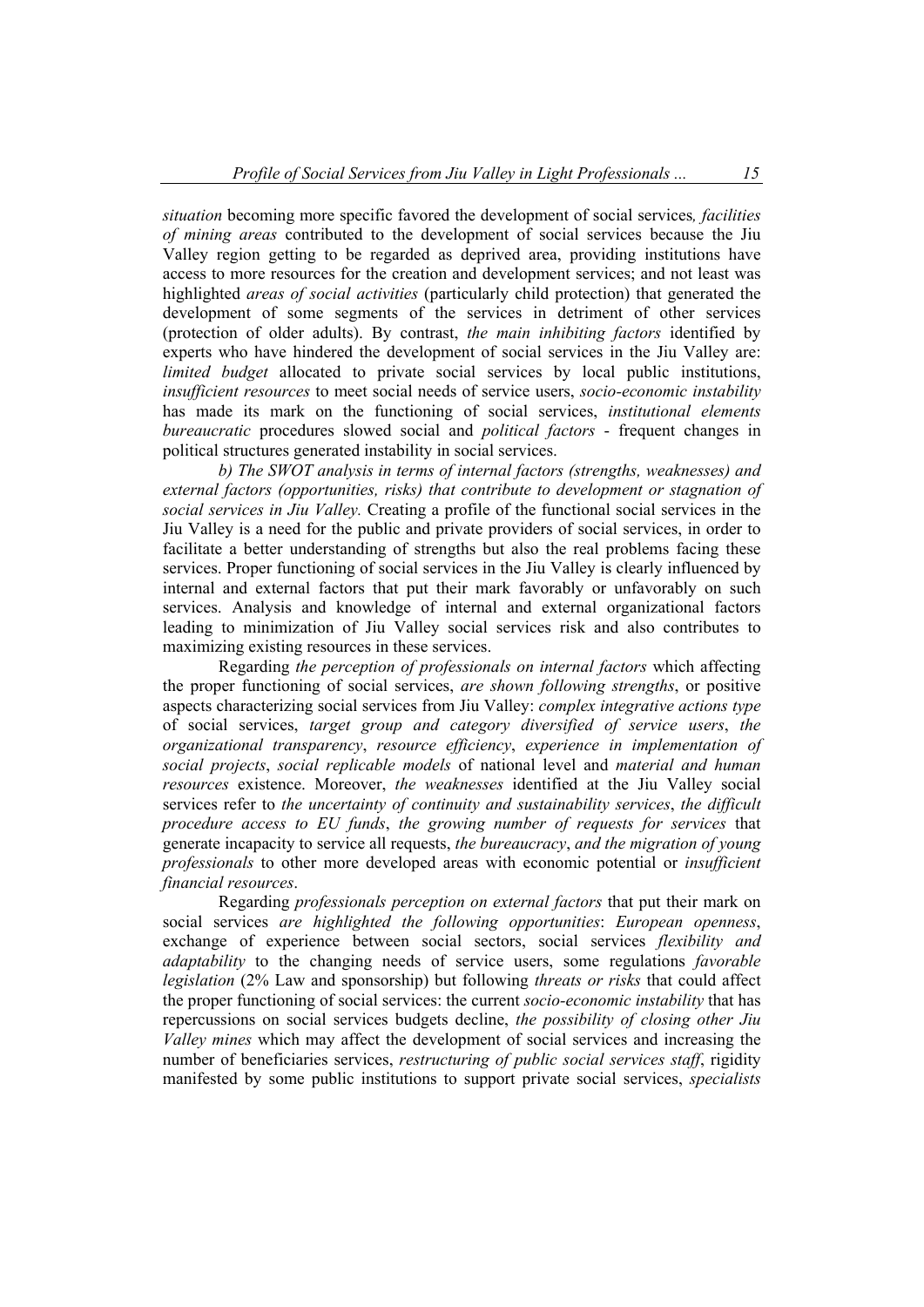*situation* becoming more specific favored the development of social services*, facilities of mining areas* contributed to the development of social services because the Jiu Valley region getting to be regarded as deprived area, providing institutions have access to more resources for the creation and development services; and not least was highlighted *areas of social activities* (particularly child protection) that generated the development of some segments of the services in detriment of other services (protection of older adults). By contrast, *the main inhibiting factors* identified by experts who have hindered the development of social services in the Jiu Valley are: *limited budget* allocated to private social services by local public institutions, *insufficient resources* to meet social needs of service users, *socio-economic instability* has made its mark on the functioning of social services, *institutional elements bureaucratic* procedures slowed social and *political factors* - frequent changes in political structures generated instability in social services.

*b) The SWOT analysis in terms of internal factors (strengths, weaknesses) and external factors (opportunities, risks) that contribute to development or stagnation of social services in Jiu Valley.* Creating a profile of the functional social services in the Jiu Valley is a need for the public and private providers of social services, in order to facilitate a better understanding of strengths but also the real problems facing these services. Proper functioning of social services in the Jiu Valley is clearly influenced by internal and external factors that put their mark favorably or unfavorably on such services. Analysis and knowledge of internal and external organizational factors leading to minimization of Jiu Valley social services risk and also contributes to maximizing existing resources in these services.

Regarding *the perception of professionals on internal factors* which affecting the proper functioning of social services, *are shown following strengths*, or positive aspects characterizing social services from Jiu Valley: *complex integrative actions type* of social services, *target group and category diversified of service users*, *the organizational transparency*, *resource efficiency*, *experience in implementation of social projects*, *social replicable models* of national level and *material and human resources* existence. Moreover, *the weaknesses* identified at the Jiu Valley social services refer to *the uncertainty of continuity and sustainability services*, *the difficult procedure access to EU funds*, *the growing number of requests for services* that generate incapacity to service all requests, *the bureaucracy*, *and the migration of young professionals* to other more developed areas with economic potential or *insufficient financial resources*.

Regarding *professionals perception on external factors* that put their mark on social services *are highlighted the following opportunities*: *European openness*, exchange of experience between social sectors, social services *flexibility and adaptability* to the changing needs of service users, some regulations *favorable legislation* (2% Law and sponsorship) but following *threats or risks* that could affect the proper functioning of social services: the current *socio-economic instability* that has repercussions on social services budgets decline, *the possibility of closing other Jiu Valley mines* which may affect the development of social services and increasing the number of beneficiaries services, *restructuring of public social services staff*, rigidity manifested by some public institutions to support private social services, *specialists*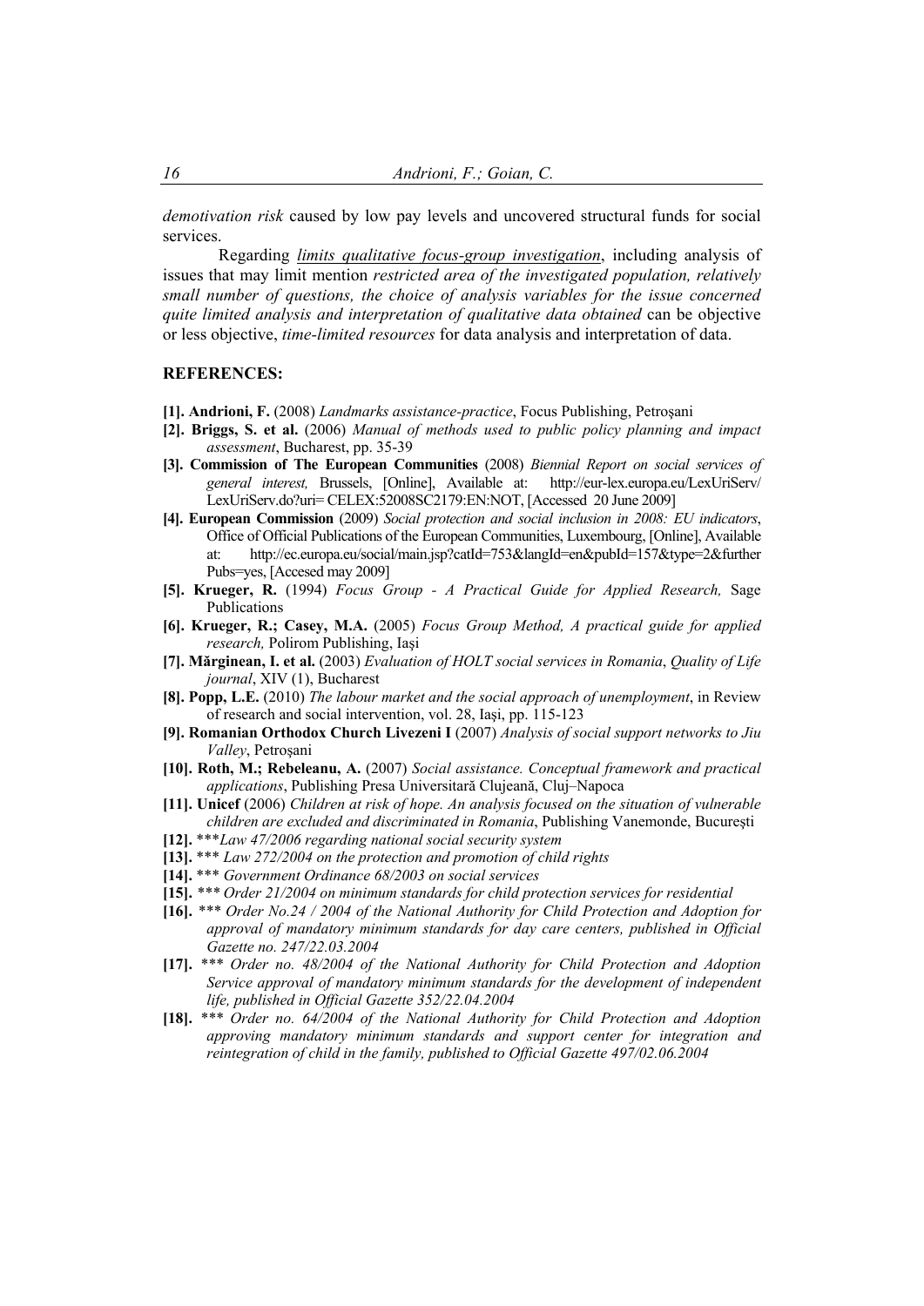*demotivation risk* caused by low pay levels and uncovered structural funds for social services.

Regarding *limits qualitative focus-group investigation*, including analysis of issues that may limit mention *restricted area of the investigated population, relatively small number of questions, the choice of analysis variables for the issue concerned quite limited analysis and interpretation of qualitative data obtained* can be objective or less objective, *time-limited resources* for data analysis and interpretation of data.

## REFERENCES:

**[1]. Andrioni, F.** (2008) *Landmarks assistance-practice*, Focus Publishing, Petroşani

**[2]. Briggs, S. et al.** (2006) *Manual of methods used to public policy planning and impact assessment*, Bucharest, pp. 35-39

**[3]. Commission of The European Communities** (2008) *Biennial Report on social services of general interest,* Brussels, [Online], Available at: http://eur-lex.europa.eu/LexUriServ/LexUriServ.do?uri= CELEX:52008SC2179:EN:NOT, [Accessed 20 June 2009]

**[4]. European Commission** (2009) *Social protection and social inclusion in 2008: EU indicators*, Office of Official Publications of the European Communities, Luxembourg, [Online], Available at: http://ec.europa.eu/social/main.jsp?catId=753&langId=en&pubId=157&type=2&further Pubs=yes, [Accesed may 2009]

**[5]. Krueger, R.** (1994) *Focus Group - A Practical Guide for Applied Research,* Sage Publications

**[6]. Krueger, R.; Casey, M.A.** (2005) *Focus Group Method, A practical guide for applied research,* Polirom Publishing, Iaşi

**[7]. Mărginean, I. et al.** (2003) *Evaluation of HOLT social services in Romania*, *Quality of Life journal*, XIV (1), Bucharest

**[8]. Popp, L.E.** (2010) *The labour market and the social approach of unemployment*, in Review of research and social intervention, vol. 28, Iaşi, pp. 115-123

**[9]. Romanian Orthodox Church Livezeni I** (2007) *Analysis of social support networks to Jiu Valley*, Petroşani

**[10]. Roth, M.; Rebeleanu, A.** (2007) *Social assistance. Conceptual framework and practical applications*, Publishing Presa Universitară Clujeană, Cluj–Napoca

**[11]. Unicef** (2006) *Children at risk of hope. An analysis focused on the situation of vulnerable children are excluded and discriminated in Romania*, Publishing Vanemonde, Bucureşti

**[12].** \*\*\**Law 47/2006 regarding national social security system*

**[13].** \*\*\* *Law 272/2004 on the protection and promotion of child rights*

**[14].** \*\*\* *Government Ordinance 68/2003 on social services*

**[15].** *\*\*\* Order 21/2004 on minimum standards for child protection services for residential*

**[16].** *\*\*\* Order No.24 / 2004 of the National Authority for Child Protection and Adoption for approval of mandatory minimum standards for day care centers, published in Official Gazette no. 247/22.03.2004*

**[17].** *\*\*\* Order no. 48/2004 of the National Authority for Child Protection and Adoption Service approval of mandatory minimum standards for the development of independent life, published in Official Gazette 352/22.04.2004*

**[18].** *\*\*\* Order no. 64/2004 of the National Authority for Child Protection and Adoption approving mandatory minimum standards and support center for integration and reintegration of child in the family, published to Official Gazette 497/02.06.2004*